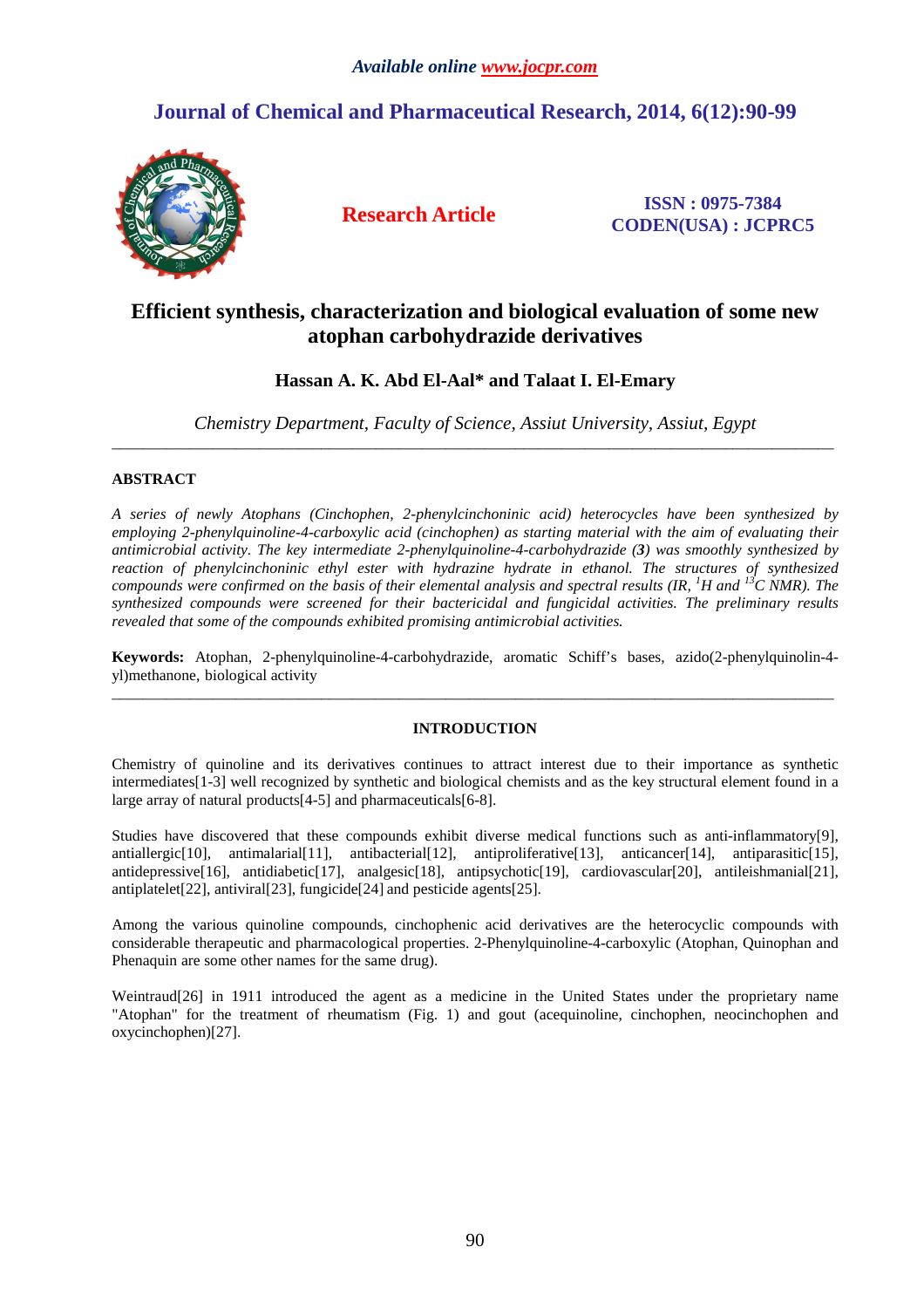*Available online www.jocpr.com*

# Journal of Chemical and Pharmaceutical Research, 2014, 6(12):90-99

**Research Article**

**ISSN : 0975-7384**
**CODEN(USA) : JCPRC5**

# Efficient synthesis, characterization and biological evaluation of some new atophan carbohydrazide derivatives

**Hassan A. K. Abd El-Aal\* and Talaat I. El-Emary**

*Chemistry Department, Faculty of Science, Assiut University, Assiut, Egypt*

---

## ABSTRACT

*A series of newly Atophans (Cinchophen, 2-phenylcinchoninic acid) heterocycles have been synthesized by employing 2-phenylquinoline-4-carboxylic acid (cinchophen) as starting material with the aim of evaluating their antimicrobial activity. The key intermediate 2-phenylquinoline-4-carbohydrazide (**3**) was smoothly synthesized by reaction of phenylcinchoninic ethyl ester with hydrazine hydrate in ethanol. The structures of synthesized compounds were confirmed on the basis of their elemental analysis and spectral results (IR, $^{1}H$ and $^{13}C$ NMR). The synthesized compounds were screened for their bactericidal and fungicidal activities. The preliminary results revealed that some of the compounds exhibited promising antimicrobial activities.*

**Keywords:** Atophan, 2-phenylquinoline-4-carbohydrazide, aromatic Schiff's bases, azido(2-phenylquinolin-4-yl)methanone, biological activity

---

## INTRODUCTION

Chemistry of quinoline and its derivatives continues to attract interest due to their importance as synthetic intermediates[1-3] well recognized by synthetic and biological chemists and as the key structural element found in a large array of natural products[4-5] and pharmaceuticals[6-8].

Studies have discovered that these compounds exhibit diverse medical functions such as anti-inflammatory[9], antiallergic[10], antimalarial[11], antibacterial[12], antiproliferative[13], anticancer[14], antiparasitic[15], antidepressive[16], antidiabetic[17], analgesic[18], antipsychotic[19], cardiovascular[20], antileishmanial[21], antiplatelet[22], antiviral[23], fungicide[24] and pesticide agents[25].

Among the various quinoline compounds, cinchophenic acid derivatives are the heterocyclic compounds with considerable therapeutic and pharmacological properties. 2-Phenylquinoline-4-carboxylic (Atophan, Quinophan and Phenaquin are some other names for the same drug).

Weintraud[26] in 1911 introduced the agent as a medicine in the United States under the proprietary name "Atophan" for the treatment of rheumatism (Fig. 1) and gout (acequinoline, cinchophen, neocinchophen and oxycinchophen)[27].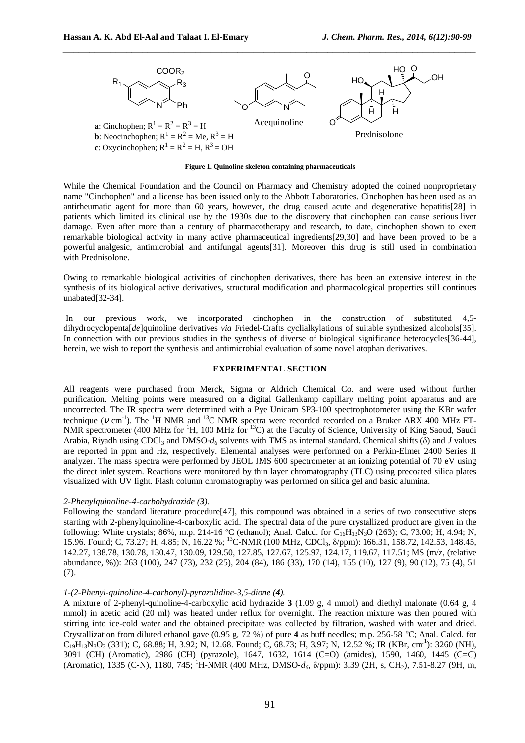**a**: Cinchophen; $R^1 = R^2 = R^3 = H$
**b**: Neocinchophen; $R^1 = R^2 = Me$, $R^3 = H$
**c**: Oxycinchophen; $R^1 = R^2 = H$, $R^3 = OH$

Acequinoline

Prednisolone

**Figure 1. Quinoline skeleton containing pharmaceuticals**

While the Chemical Foundation and the Council on Pharmacy and Chemistry adopted the coined nonproprietary name "Cinchophen" and a license has been issued only to the Abbott Laboratories. Cinchophen has been used as an antirheumatic agent for more than 60 years, however, the drug caused acute and degenerative hepatitis[28] in patients which limited its clinical use by the 1930s due to the discovery that cinchophen can cause serious liver damage. Even after more than a century of pharmacotherapy and research, to date, cinchophen shown to exert remarkable biological activity in many active pharmaceutical ingredients[29,30] and have been proved to be a powerful analgesic, antimicrobial and antifungal agents[31]. Moreover this drug is still used in combination with Prednisolone.

Owing to remarkable biological activities of cinchophen derivatives, there has been an extensive interest in the synthesis of its biological active derivatives, structural modification and pharmacological properties still continues unabated[32-34].

In our previous work, we incorporated cinchophen in the construction of substituted 4,5-dihydrocyclopenta[*de*]quinoline derivatives *via* Friedel-Crafts cyclialkylations of suitable synthesized alcohols[35]. In connection with our previous studies in the synthesis of diverse of biological significance heterocycles[36-44], herein, we wish to report the synthesis and antimicrobial evaluation of some novel atophan derivatives.

## EXPERIMENTAL SECTION

All reagents were purchased from Merck, Sigma or Aldrich Chemical Co. and were used without further purification. Melting points were measured on a digital Gallenkamp capillary melting point apparatus and are uncorrected. The IR spectra were determined with a Pye Unicam SP3-100 spectrophotometer using the KBr wafer technique ($\nu$ cm$^{-1}$). The $^1$H NMR and $^{13}$C NMR spectra were recorded recorded on a Bruker ARX 400 MHz FT-NMR spectrometer (400 MHz for $^1$H, 100 MHz for $^{13}$C) at the Faculty of Science, University of King Saoud, Saudi Arabia, Riyadh using $CDCl_3$ and DMSO-$d_6$ solvents with TMS as internal standard. Chemical shifts (δ) and *J* values are reported in ppm and Hz, respectively. Elemental analyses were performed on a Perkin-Elmer 2400 Series II analyzer. The mass spectra were performed by JEOL JMS 600 spectrometer at an ionizing potential of 70 eV using the direct inlet system. Reactions were monitored by thin layer chromatography (TLC) using precoated silica plates visualized with UV light. Flash column chromatography was performed on silica gel and basic alumina.

*2-Phenylquinoline-4-carbohydrazide (**3**).*
Following the standard literature procedure[47], this compound was obtained in a series of two consecutive steps starting with 2-phenylquinoline-4-carboxylic acid. The spectral data of the pure crystallized product are given in the following: White crystals; 86%, m.p. 214-16 ºC (ethanol); Anal. Calcd. for $C_{16}H_{13}N_3O$ (263); C, 73.00; H, 4.94; N, 15.96. Found; C, 73.27; H, 4.85; N, 16.22 %; $^{13}$C-NMR (100 MHz, $CDCl_3$, δ/ppm): 166.31, 158.72, 142.53, 148.45, 142.27, 138.78, 130.78, 130.47, 130.09, 129.50, 127.85, 127.67, 125.97, 124.17, 119.67, 117.51; MS (m/z, (relative abundance, %)): 263 (100), 247 (73), 232 (25), 204 (84), 186 (33), 170 (14), 155 (10), 127 (9), 90 (12), 75 (4), 51 (7).

*1-(2-Phenyl-quinoline-4-carbonyl)-pyrazolidine-3,5-dione (**4**).*
A mixture of 2-phenyl-quinoline-4-carboxylic acid hydrazide **3** (1.09 g, 4 mmol) and diethyl malonate (0.64 g, 4 mmol) in acetic acid (20 ml) was heated under reflux for overnight. The reaction mixture was then poured with stirring into ice-cold water and the obtained precipitate was collected by filtration, washed with water and dried. Crystallization from diluted ethanol gave (0.95 g, 72 %) of pure **4** as buff needles; m.p. 256-58 ℃; Anal. Calcd. for $C_{19}H_{13}N_3O_3$ (331); C, 68.88; H, 3.92; N, 12.68. Found; C, 68.73; H, 3.97; N, 12.52 %; IR (KBr, cm$^{-1}$): 3260 (NH), 3091 (CH) (Aromatic), 2986 (CH) (pyrazole), 1647, 1632, 1614 (C=O) (amides), 1590, 1460, 1445 (C=C) (Aromatic), 1335 (C-N), 1180, 745; $^1$H-NMR (400 MHz, DMSO-$d_6$, δ/ppm): 3.39 (2H, s, $CH_2$), 7.51-8.27 (9H, m,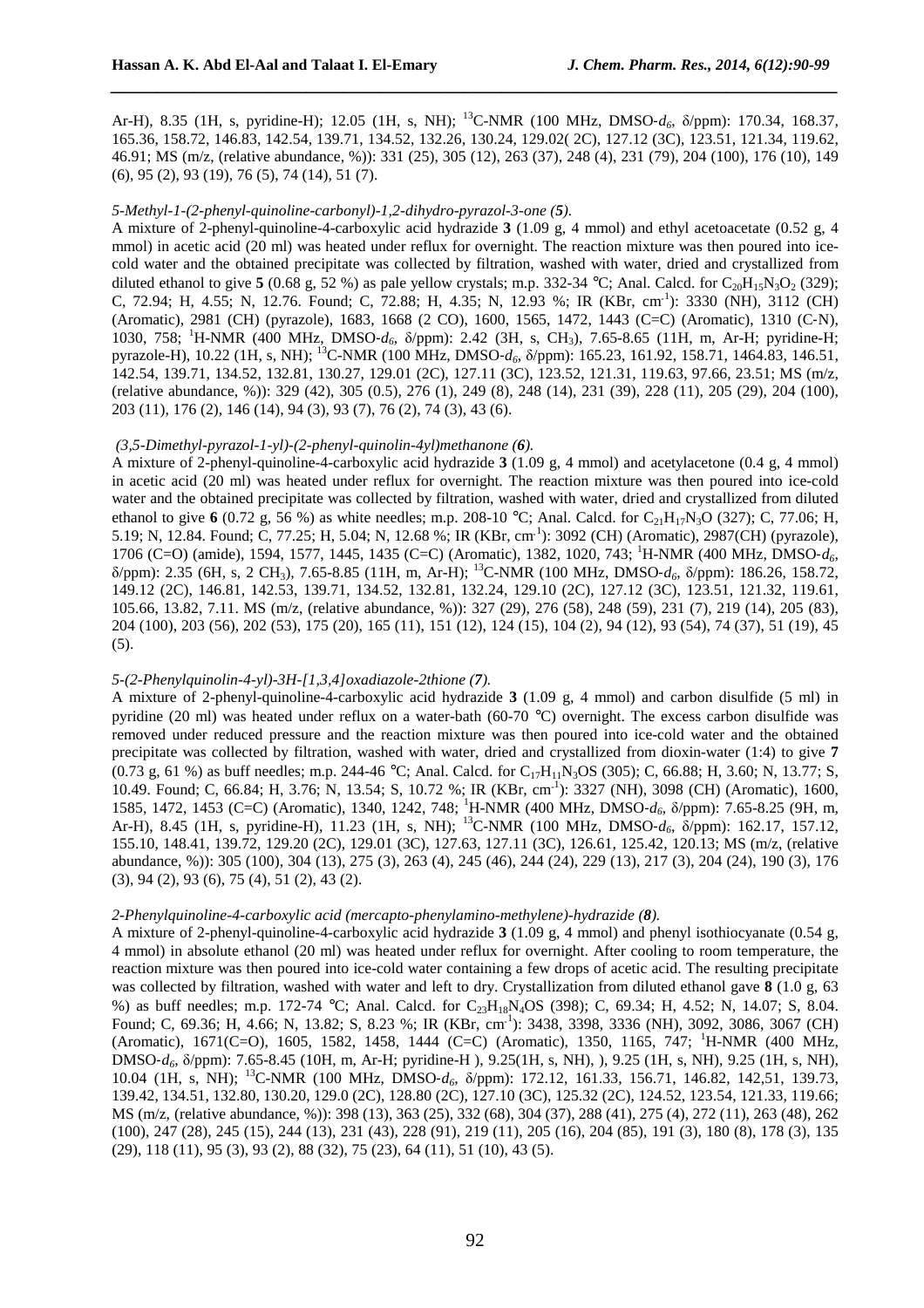Ar-H), 8.35 (1H, s, pyridine-H); 12.05 (1H, s, NH); $^{13}$C-NMR (100 MHz, DMSO-$d_6$, δ/ppm): 170.34, 168.37, 165.36, 158.72, 146.83, 142.54, 139.71, 134.52, 132.26, 130.24, 129.02( 2C), 127.12 (3C), 123.51, 121.34, 119.62, 46.91; MS (m/z, (relative abundance, %)): 331 (25), 305 (12), 263 (37), 248 (4), 231 (79), 204 (100), 176 (10), 149 (6), 95 (2), 93 (19), 76 (5), 74 (14), 51 (7).

*5-Methyl-1-(2-phenyl-quinoline-carbonyl)-1,2-dihydro-pyrazol-3-one (**5**).*

A mixture of 2-phenyl-quinoline-4-carboxylic acid hydrazide **3** (1.09 g, 4 mmol) and ethyl acetoacetate (0.52 g, 4 mmol) in acetic acid (20 ml) was heated under reflux for overnight. The reaction mixture was then poured into ice-cold water and the obtained precipitate was collected by filtration, washed with water, dried and crystallized from diluted ethanol to give **5** (0.68 g, 52 %) as pale yellow crystals; m.p. 332-34 °C; Anal. Calcd. for $C_{20}H_{15}N_3O_2$ (329); C, 72.94; H, 4.55; N, 12.76. Found; C, 72.88; H, 4.35; N, 12.93 %; IR (KBr, cm$^{-1}$): 3330 (NH), 3112 (CH) (Aromatic), 2981 (CH) (pyrazole), 1683, 1668 (2 CO), 1600, 1565, 1472, 1443 (C=C) (Aromatic), 1310 (C-N), 1030, 758; $^1$H-NMR (400 MHz, DMSO-$d_6$, δ/ppm): 2.42 (3H, s, CH$_3$), 7.65-8.65 (11H, m, Ar-H; pyridine-H; pyrazole-H), 10.22 (1H, s, NH); $^{13}$C-NMR (100 MHz, DMSO-$d_6$, δ/ppm): 165.23, 161.92, 158.71, 1464.83, 146.51, 142.54, 139.71, 134.52, 132.81, 130.27, 129.01 (2C), 127.11 (3C), 123.52, 121.31, 119.63, 97.66, 23.51; MS (m/z, (relative abundance, %)): 329 (42), 305 (0.5), 276 (1), 249 (8), 248 (14), 231 (39), 228 (11), 205 (29), 204 (100), 203 (11), 176 (2), 146 (14), 94 (3), 93 (7), 76 (2), 74 (3), 43 (6).

*(3,5-Dimethyl-pyrazol-1-yl)-(2-phenyl-quinolin-4yl)methanone (**6**).*

A mixture of 2-phenyl-quinoline-4-carboxylic acid hydrazide **3** (1.09 g, 4 mmol) and acetylacetone (0.4 g, 4 mmol) in acetic acid (20 ml) was heated under reflux for overnight. The reaction mixture was then poured into ice-cold water and the obtained precipitate was collected by filtration, washed with water, dried and crystallized from diluted ethanol to give **6** (0.72 g, 56 %) as white needles; m.p. 208-10 °C; Anal. Calcd. for $C_{21}H_{17}N_3O$ (327); C, 77.06; H, 5.19; N, 12.84. Found; C, 77.25; H, 5.04; N, 12.68 %; IR (KBr, cm$^{-1}$): 3092 (CH) (Aromatic), 2987(CH) (pyrazole), 1706 (C=O) (amide), 1594, 1577, 1445, 1435 (C=C) (Aromatic), 1382, 1020, 743; $^1$H-NMR (400 MHz, DMSO-$d_6$, δ/ppm): 2.35 (6H, s, 2 CH$_3$), 7.65-8.85 (11H, m, Ar-H); $^{13}$C-NMR (100 MHz, DMSO-$d_6$, δ/ppm): 186.26, 158.72, 149.12 (2C), 146.81, 142.53, 139.71, 134.52, 132.81, 132.24, 129.10 (2C), 127.12 (3C), 123.51, 121.32, 119.61, 105.66, 13.82, 7.11. MS (m/z, (relative abundance, %)): 327 (29), 276 (58), 248 (59), 231 (7), 219 (14), 205 (83), 204 (100), 203 (56), 202 (53), 175 (20), 165 (11), 151 (12), 124 (15), 104 (2), 94 (12), 93 (54), 74 (37), 51 (19), 45 (5).

*5-(2-Phenylquinolin-4-yl)-3H-[1,3,4]oxadiazole-2thione (**7**).*

A mixture of 2-phenyl-quinoline-4-carboxylic acid hydrazide **3** (1.09 g, 4 mmol) and carbon disulfide (5 ml) in pyridine (20 ml) was heated under reflux on a water-bath (60-70 °C) overnight. The excess carbon disulfide was removed under reduced pressure and the reaction mixture was then poured into ice-cold water and the obtained precipitate was collected by filtration, washed with water, dried and crystallized from dioxin-water (1:4) to give **7** (0.73 g, 61 %) as buff needles; m.p. 244-46 °C; Anal. Calcd. for $C_{17}H_{11}N_3OS$ (305); C, 66.88; H, 3.60; N, 13.77; S, 10.49. Found; C, 66.84; H, 3.76; N, 13.54; S, 10.72 %; IR (KBr, cm$^{-1}$): 3327 (NH), 3098 (CH) (Aromatic), 1600, 1585, 1472, 1453 (C=C) (Aromatic), 1340, 1242, 748; $^1$H-NMR (400 MHz, DMSO-$d_6$, δ/ppm): 7.65-8.25 (9H, m, Ar-H), 8.45 (1H, s, pyridine-H), 11.23 (1H, s, NH); $^{13}$C-NMR (100 MHz, DMSO-$d_6$, δ/ppm): 162.17, 157.12, 155.10, 148.41, 139.72, 129.20 (2C), 129.01 (3C), 127.63, 127.11 (3C), 126.61, 125.42, 120.13; MS (m/z, (relative abundance, %)): 305 (100), 304 (13), 275 (3), 263 (4), 245 (46), 244 (24), 229 (13), 217 (3), 204 (24), 190 (3), 176 (3), 94 (2), 93 (6), 75 (4), 51 (2), 43 (2).

*2-Phenylquinoline-4-carboxylic acid (mercapto-phenylamino-methylene)-hydrazide (**8**).*

A mixture of 2-phenyl-quinoline-4-carboxylic acid hydrazide **3** (1.09 g, 4 mmol) and phenyl isothiocyanate (0.54 g, 4 mmol) in absolute ethanol (20 ml) was heated under reflux for overnight. After cooling to room temperature, the reaction mixture was then poured into ice-cold water containing a few drops of acetic acid. The resulting precipitate was collected by filtration, washed with water and left to dry. Crystallization from diluted ethanol gave **8** (1.0 g, 63 %) as buff needles; m.p. 172-74 °C; Anal. Calcd. for $C_{23}H_{18}N_4OS$ (398); C, 69.34; H, 4.52; N, 14.07; S, 8.04. Found; C, 69.36; H, 4.66; N, 13.82; S, 8.23 %; IR (KBr, cm$^{-1}$): 3438, 3398, 3336 (NH), 3092, 3086, 3067 (CH) (Aromatic), 1671(C=O), 1605, 1582, 1458, 1444 (C=C) (Aromatic), 1350, 1165, 747; $^1$H-NMR (400 MHz, DMSO-$d_6$, δ/ppm): 7.65-8.45 (10H, m, Ar-H; pyridine-H ), 9.25(1H, s, NH), ), 9.25 (1H, s, NH), 9.25 (1H, s, NH), 10.04 (1H, s, NH); $^{13}$C-NMR (100 MHz, DMSO-$d_6$, δ/ppm): 172.12, 161.33, 156.71, 146.82, 142,51, 139.73, 139.42, 134.51, 132.80, 130.20, 129.0 (2C), 128.80 (2C), 127.10 (3C), 125.32 (2C), 124.52, 123.54, 121.33, 119.66; MS (m/z, (relative abundance, %)): 398 (13), 363 (25), 332 (68), 304 (37), 288 (41), 275 (4), 272 (11), 263 (48), 262 (100), 247 (28), 245 (15), 244 (13), 231 (43), 228 (91), 219 (11), 205 (16), 204 (85), 191 (3), 180 (8), 178 (3), 135 (29), 118 (11), 95 (3), 93 (2), 88 (32), 75 (23), 64 (11), 51 (10), 43 (5).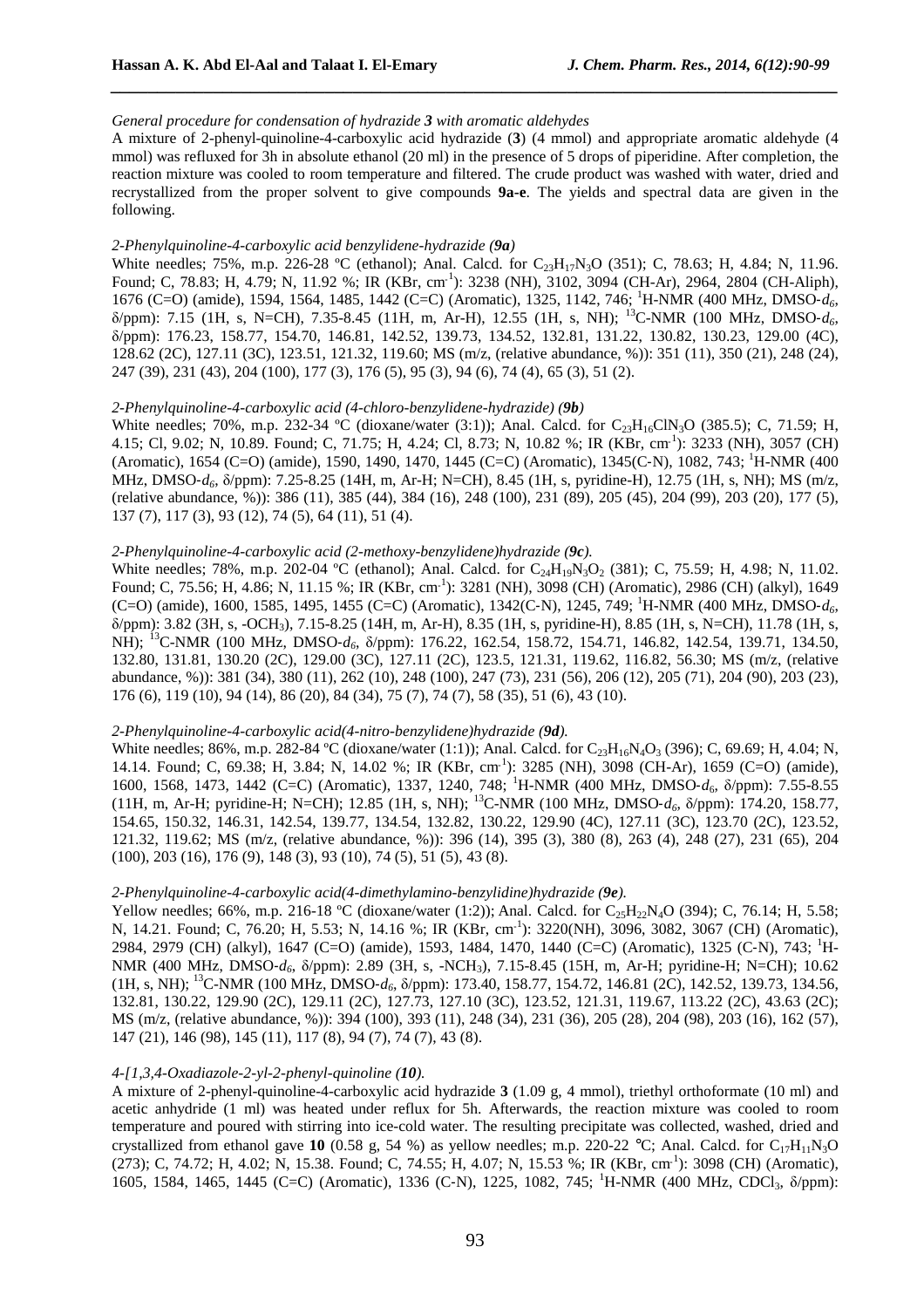*General procedure for condensation of hydrazide **3** with aromatic aldehydes*

A mixture of 2-phenyl-quinoline-4-carboxylic acid hydrazide (**3**) (4 mmol) and appropriate aromatic aldehyde (4 mmol) was refluxed for 3h in absolute ethanol (20 ml) in the presence of 5 drops of piperidine. After completion, the reaction mixture was cooled to room temperature and filtered. The crude product was washed with water, dried and recrystallized from the proper solvent to give compounds **9a-e**. The yields and spectral data are given in the following.

*2-Phenylquinoline-4-carboxylic acid benzylidene-hydrazide (**9a**)*

White needles; 75%, m.p. 226-28 ºC (ethanol); Anal. Calcd. for $C_{23}H_{17}N_3O$ (351); C, 78.63; H, 4.84; N, 11.96. Found; C, 78.83; H, 4.79; N, 11.92 %; IR (KBr, cm$^{-1}$): 3238 (NH), 3102, 3094 (CH-Ar), 2964, 2804 (CH-Aliph), 1676 (C=O) (amide), 1594, 1564, 1485, 1442 (C=C) (Aromatic), 1325, 1142, 746; $^1$H-NMR (400 MHz, DMSO-$d_6$, δ/ppm): 7.15 (1H, s, N=CH), 7.35-8.45 (11H, m, Ar-H), 12.55 (1H, s, NH); $^{13}$C-NMR (100 MHz, DMSO-$d_6$, δ/ppm): 176.23, 158.77, 154.70, 146.81, 142.52, 139.73, 134.52, 132.81, 131.22, 130.82, 130.23, 129.00 (4C), 128.62 (2C), 127.11 (3C), 123.51, 121.32, 119.60; MS (m/z, (relative abundance, %)): 351 (11), 350 (21), 248 (24), 247 (39), 231 (43), 204 (100), 177 (3), 176 (5), 95 (3), 94 (6), 74 (4), 65 (3), 51 (2).

*2-Phenylquinoline-4-carboxylic acid (4-chloro-benzylidene-hydrazide) (**9b**)*

White needles; 70%, m.p. 232-34 ºC (dioxane/water (3:1)); Anal. Calcd. for $C_{23}H_{16}ClN_3O$ (385.5); C, 71.59; H, 4.15; Cl, 9.02; N, 10.89. Found; C, 71.75; H, 4.24; Cl, 8.73; N, 10.82 %; IR (KBr, cm$^{-1}$): 3233 (NH), 3057 (CH) (Aromatic), 1654 (C=O) (amide), 1590, 1490, 1470, 1445 (C=C) (Aromatic), 1345(C-N), 1082, 743; $^1$H-NMR (400 MHz, DMSO-$d_6$, δ/ppm): 7.25-8.25 (14H, m, Ar-H; N=CH), 8.45 (1H, s, pyridine-H), 12.75 (1H, s, NH); MS (m/z, (relative abundance, %)): 386 (11), 385 (44), 384 (16), 248 (100), 231 (89), 205 (45), 204 (99), 203 (20), 177 (5), 137 (7), 117 (3), 93 (12), 74 (5), 64 (11), 51 (4).

*2-Phenylquinoline-4-carboxylic acid (2-methoxy-benzylidene)hydrazide (**9c**).*

White needles; 78%, m.p. 202-04 ºC (ethanol); Anal. Calcd. for $C_{24}H_{19}N_3O_2$ (381); C, 75.59; H, 4.98; N, 11.02. Found; C, 75.56; H, 4.86; N, 11.15 %; IR (KBr, cm$^{-1}$): 3281 (NH), 3098 (CH) (Aromatic), 2986 (CH) (alkyl), 1649 (C=O) (amide), 1600, 1585, 1495, 1455 (C=C) (Aromatic), 1342(C-N), 1245, 749; $^1$H-NMR (400 MHz, DMSO-$d_6$, δ/ppm): 3.82 (3H, s, -OCH$_3$), 7.15-8.25 (14H, m, Ar-H), 8.35 (1H, s, pyridine-H), 8.85 (1H, s, N=CH), 11.78 (1H, s, NH); $^{13}$C-NMR (100 MHz, DMSO-$d_6$, δ/ppm): 176.22, 162.54, 158.72, 154.71, 146.82, 142.54, 139.71, 134.50, 132.80, 131.81, 130.20 (2C), 129.00 (3C), 127.11 (2C), 123.5, 121.31, 119.62, 116.82, 56.30; MS (m/z, (relative abundance, %)): 381 (34), 380 (11), 262 (10), 248 (100), 247 (73), 231 (56), 206 (12), 205 (71), 204 (90), 203 (23), 176 (6), 119 (10), 94 (14), 86 (20), 84 (34), 75 (7), 74 (7), 58 (35), 51 (6), 43 (10).

*2-Phenylquinoline-4-carboxylic acid(4-nitro-benzylidene)hydrazide (**9d**).*

White needles; 86%, m.p. 282-84 ºC (dioxane/water (1:1)); Anal. Calcd. for $C_{23}H_{16}N_4O_3$ (396); C, 69.69; H, 4.04; N, 14.14. Found; C, 69.38; H, 3.84; N, 14.02 %; IR (KBr, cm$^{-1}$): 3285 (NH), 3098 (CH-Ar), 1659 (C=O) (amide), 1600, 1568, 1473, 1442 (C=C) (Aromatic), 1337, 1240, 748; $^1$H-NMR (400 MHz, DMSO-$d_6$, δ/ppm): 7.55-8.55 (11H, m, Ar-H; pyridine-H; N=CH); 12.85 (1H, s, NH); $^{13}$C-NMR (100 MHz, DMSO-$d_6$, δ/ppm): 174.20, 158.77, 154.65, 150.32, 146.31, 142.54, 139.77, 134.54, 132.82, 130.22, 129.90 (4C), 127.11 (3C), 123.70 (2C), 123.52, 121.32, 119.62; MS (m/z, (relative abundance, %)): 396 (14), 395 (3), 380 (8), 263 (4), 248 (27), 231 (65), 204 (100), 203 (16), 176 (9), 148 (3), 93 (10), 74 (5), 51 (5), 43 (8).

*2-Phenylquinoline-4-carboxylic acid(4-dimethylamino-benzylidine)hydrazide (**9e**).*

Yellow needles; 66%, m.p. 216-18 ºC (dioxane/water (1:2)); Anal. Calcd. for $C_{25}H_{22}N_4O$ (394); C, 76.14; H, 5.58; N, 14.21. Found; C, 76.20; H, 5.53; N, 14.16 %; IR (KBr, cm$^{-1}$): 3220(NH), 3096, 3082, 3067 (CH) (Aromatic), 2984, 2979 (CH) (alkyl), 1647 (C=O) (amide), 1593, 1484, 1470, 1440 (C=C) (Aromatic), 1325 (C-N), 743; $^1$H-NMR (400 MHz, DMSO-$d_6$, δ/ppm): 2.89 (3H, s, -NCH$_3$), 7.15-8.45 (15H, m, Ar-H; pyridine-H; N=CH); 10.62 (1H, s, NH); $^{13}$C-NMR (100 MHz, DMSO-$d_6$, δ/ppm): 173.40, 158.77, 154.72, 146.81 (2C), 142.54, 139.73, 134.56, 132.81, 130.22, 129.90 (2C), 129.11 (2C), 127.73, 127.10 (3C), 123.52, 121.31, 119.67, 113.22 (2C), 43.63 (2C); MS (m/z, (relative abundance, %)): 394 (100), 393 (11), 248 (34), 231 (36), 205 (28), 204 (98), 203 (16), 162 (57), 147 (21), 146 (98), 145 (11), 117 (8), 94 (7), 74 (7), 43 (8).

*4-[1,3,4-Oxadiazole-2-yl-2-phenyl-quinoline (**10**).*

A mixture of 2-phenyl-quinoline-4-carboxylic acid hydrazide **3** (1.09 g, 4 mmol), triethyl orthoformate (10 ml) and acetic anhydride (1 ml) was heated under reflux for 5h. Afterwards, the reaction mixture was cooled to room temperature and poured with stirring into ice-cold water. The resulting precipitate was collected, washed, dried and crystallized from ethanol gave **10** (0.58 g, 54 %) as yellow needles; m.p. 220-22 °C; Anal. Calcd. for $C_{17}H_{11}N_3O$ (273); C, 74.72; H, 4.02; N, 15.38. Found; C, 74.55; H, 4.07; N, 15.53 %; IR (KBr, cm$^{-1}$): 3098 (CH) (Aromatic), 1605, 1584, 1465, 1445 (C=C) (Aromatic), 1336 (C-N), 1225, 1082, 745; $^1$H-NMR (400 MHz, CDCl$_3$, δ/ppm):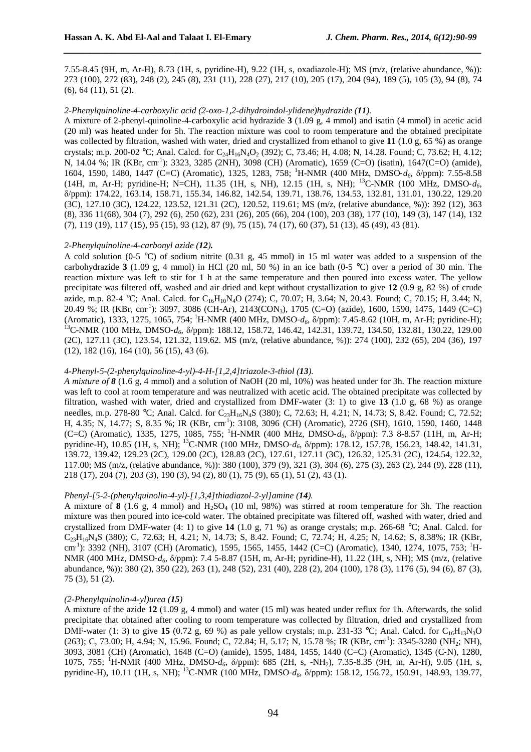7.55-8.45 (9H, m, Ar-H), 8.73 (1H, s, pyridine-H), 9.22 (1H, s, oxadiazole-H); MS (m/z, (relative abundance, %)): 273 (100), 272 (83), 248 (2), 245 (8), 231 (11), 228 (27), 217 (10), 205 (17), 204 (94), 189 (5), 105 (3), 94 (8), 74 (6), 64 (11), 51 (2).

*2-Phenylquinoline-4-carboxylic acid (2-oxo-1,2-dihydroindol-ylidene)hydrazide (**11**).*

A mixture of 2-phenyl-quinoline-4-carboxylic acid hydrazide **3** (1.09 g, 4 mmol) and isatin (4 mmol) in acetic acid (20 ml) was heated under for 5h. The reaction mixture was cool to room temperature and the obtained precipitate was collected by filtration, washed with water, dried and crystallized from ethanol to give **11** (1.0 g, 65 %) as orange crystals; m.p. 200-02 °C; Anal. Calcd. for $C_{24}H_{16}N_4O_2$ (392); C, 73.46; H, 4.08; N, 14.28. Found; C, 73.62; H, 4.12; N, 14.04 %; IR (KBr, $cm^{-1}$): 3323, 3285 (2NH), 3098 (CH) (Aromatic), 1659 (C=O) (isatin), 1647(C=O) (amide), 1604, 1590, 1480, 1447 (C=C) (Aromatic), 1325, 1283, 758; $^1$H-NMR (400 MHz, DMSO-$d_6$, δ/ppm): 7.55-8.58 (14H, m, Ar-H; pyridine-H; N=CH), 11.35 (1H, s, NH), 12.15 (1H, s, NH); $^{13}$C-NMR (100 MHz, DMSO-$d_6$, δ/ppm): 174.22, 163.14, 158.71, 155.34, 146.82, 142.54, 139.71, 138.76, 134.53, 132.81, 131.01, 130.22, 129.20 (3C), 127.10 (3C), 124.22, 123.52, 121.31 (2C), 120.52, 119.61; MS (m/z, (relative abundance, %)): 392 (12), 363 (8), 336 11(68), 304 (7), 292 (6), 250 (62), 231 (26), 205 (66), 204 (100), 203 (38), 177 (10), 149 (3), 147 (14), 132 (7), 119 (19), 117 (15), 95 (15), 93 (12), 87 (9), 75 (15), 74 (17), 60 (37), 51 (13), 45 (49), 43 (81).

*2-Phenylquinoline-4-carbonyl azide (**12**).*

A cold solution (0-5 °C) of sodium nitrite (0.31 g, 45 mmol) in 15 ml water was added to a suspension of the carbohydrazide **3** (1.09 g, 4 mmol) in HCl (20 ml, 50 %) in an ice bath (0-5 °C) over a period of 30 min. The reaction mixture was left to stir for 1 h at the same temperature and then poured into excess water. The yellow precipitate was filtered off, washed and air dried and kept without crystallization to give **12** (0.9 g, 82 %) of crude azide, m.p. 82-4 °C; Anal. Calcd. for $C_{16}H_{10}N_4O$ (274); C, 70.07; H, 3.64; N, 20.43. Found; C, 70.15; H, 3.44; N, 20.49 %; IR (KBr, $cm^{-1}$): 3097, 3086 (CH-Ar), 2143($CON_3$), 1705 (C=O) (azide), 1600, 1590, 1475, 1449 (C=C) (Aromatic), 1333, 1275, 1065, 754; $^1$H-NMR (400 MHz, DMSO-$d_6$, δ/ppm): 7.45-8.62 (10H, m, Ar-H; pyridine-H); $^{13}$C-NMR (100 MHz, DMSO-$d_6$, δ/ppm): 188.12, 158.72, 146.42, 142.31, 139.72, 134.50, 132.81, 130.22, 129.00 (2C), 127.11 (3C), 123.54, 121.32, 119.62. MS (m/z, (relative abundance, %)): 274 (100), 232 (65), 204 (36), 197 (12), 182 (16), 164 (10), 56 (15), 43 (6).

*4-Phenyl-5-(2-phenylquinoline-4-yl)-4-H-[1,2,4]triazole-3-thiol (**13**).*

*A mixture of **8*** (1.6 g, 4 mmol) and a solution of NaOH (20 ml, 10%) was heated under for 3h. The reaction mixture was left to cool at room temperature and was neutralized with acetic acid. The obtained precipitate was collected by filtration, washed with water, dried and crystallized from DMF-water (3: 1) to give **13** (1.0 g, 68 %) as orange needles, m.p. 278-80 °C; Anal. Calcd. for $C_{23}H_{16}N_4S$ (380); C, 72.63; H, 4.21; N, 14.73; S, 8.42. Found; C, 72.52; H, 4.35; N, 14.77; S, 8.35 %; IR (KBr, $cm^{-1}$): 3108, 3096 (CH) (Aromatic), 2726 (SH), 1610, 1590, 1460, 1448 (C=C) (Aromatic), 1335, 1275, 1085, 755; $^1$H-NMR (400 MHz, DMSO-$d_6$, δ/ppm): 7.3 8-8.57 (11H, m, Ar-H; pyridine-H), 10.85 (1H, s, NH); $^{13}$C-NMR (100 MHz, DMSO-$d_6$, δ/ppm): 178.12, 157.78, 156.23, 148.42, 141.31, 139.72, 139.42, 129.23 (2C), 129.00 (2C), 128.83 (2C), 127.61, 127.11 (3C), 126.32, 125.31 (2C), 124.54, 122.32, 117.00; MS (m/z, (relative abundance, %)): 380 (100), 379 (9), 321 (3), 304 (6), 275 (3), 263 (2), 244 (9), 228 (11), 218 (17), 204 (7), 203 (3), 190 (3), 94 (2), 80 (1), 75 (9), 65 (1), 51 (2), 43 (1).

*Phenyl-[5-2-(phenylquinolin-4-yl)-[1,3,4]thiadiazol-2-yl]amine (**14**).*

A mixture of **8** (1.6 g, 4 mmol) and $H_2SO_4$ (10 ml, 98%) was stirred at room temperature for 3h. The reaction mixture was then poured into ice-cold water. The obtained precipitate was filtered off, washed with water, dried and crystallized from DMF-water (4: 1) to give **14** (1.0 g, 71 %) as orange crystals; m.p. 266-68 °C; Anal. Calcd. for $C_{23}H_{16}N_4S$ (380); C, 72.63; H, 4.21; N, 14.73; S, 8.42. Found; C, 72.74; H, 4.25; N, 14.62; S, 8.38%; IR (KBr, $cm^{-1}$): 3392 (NH), 3107 (CH) (Aromatic), 1595, 1565, 1455, 1442 (C=C) (Aromatic), 1340, 1274, 1075, 753; $^1$H-NMR (400 MHz, DMSO-$d_6$, δ/ppm): 7.4 5-8.87 (15H, m, Ar-H; pyridine-H), 11.22 (1H, s, NH); MS (m/z, (relative abundance, %)): 380 (2), 350 (22), 263 (1), 248 (52), 231 (40), 228 (2), 204 (100), 178 (3), 1176 (5), 94 (6), 87 (3), 75 (3), 51 (2).

*(2-Phenylquinolin-4-yl)urea (**15**)*

A mixture of the azide **12** (1.09 g, 4 mmol) and water (15 ml) was heated under reflux for 1h. Afterwards, the solid precipitate that obtained after cooling to room temperature was collected by filtration, dried and crystallized from DMF-water (1: 3) to give **15** (0.72 g, 69 %) as pale yellow crystals; m.p. 231-33 °C; Anal. Calcd. for $C_{16}H_{13}N_3O$ (263); C, 73.00; H, 4.94; N, 15.96. Found; C, 72.84; H, 5.17; N, 15.78 %; IR (KBr, $cm^{-1}$): 3345-3280 ($NH_2$; NH), 3093, 3081 (CH) (Aromatic), 1648 (C=O) (amide), 1595, 1484, 1455, 1440 (C=C) (Aromatic), 1345 (C-N), 1280, 1075, 755; $^1$H-NMR (400 MHz, DMSO-$d_6$, δ/ppm): 685 (2H, s, -$NH_2$), 7.35-8.35 (9H, m, Ar-H), 9.05 (1H, s, pyridine-H), 10.11 (1H, s, NH); $^{13}$C-NMR (100 MHz, DMSO-$d_6$, δ/ppm): 158.12, 156.72, 150.91, 148.93, 139.77,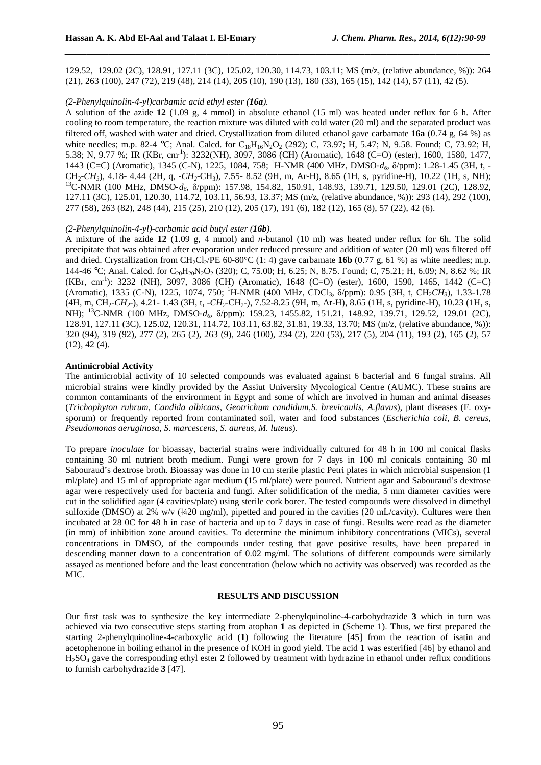129.52, 129.02 (2C), 128.91, 127.11 (3C), 125.02, 120.30, 114.73, 103.11; MS (m/z, (relative abundance, %)): 264 (21), 263 (100), 247 (72), 219 (48), 214 (14), 205 (10), 190 (13), 180 (33), 165 (15), 142 (14), 57 (11), 42 (5).

*(2-Phenylquinolin-4-yl)carbamic acid ethyl ester (**16a**).*

A solution of the azide **12** (1.09 g, 4 mmol) in absolute ethanol (15 ml) was heated under reflux for 6 h. After cooling to room temperature, the reaction mixture was diluted with cold water (20 ml) and the separated product was filtered off, washed with water and dried. Crystallization from diluted ethanol gave carbamate **16a** (0.74 g, 64 %) as white needles; m.p. 82-4 °C; Anal. Calcd. for $C_{18}H_{16}N_2O_2$ (292); C, 73.97; H, 5.47; N, 9.58. Found; C, 73.92; H, 5.38; N, 9.77 %; IR (KBr, $cm^{-1}$): 3232(NH), 3097, 3086 (CH) (Aromatic), 1648 (C=O) (ester), 1600, 1580, 1477, 1443 (C=C) (Aromatic), 1345 (C-N), 1225, 1084, 758; $^1$H-NMR (400 MHz, DMSO-$d_6$, δ/ppm): 1.28-1.45 (3H, t, -$CH_2$-$CH_3$), 4.18- 4.44 (2H, q, -$CH_2$-$CH_3$), 7.55- 8.52 (9H, m, Ar-H), 8.65 (1H, s, pyridine-H), 10.22 (1H, s, NH); $^{13}$C-NMR (100 MHz, DMSO-$d_6$, δ/ppm): 157.98, 154.82, 150.91, 148.93, 139.71, 129.50, 129.01 (2C), 128.92, 127.11 (3C), 125.01, 120.30, 114.72, 103.11, 56.93, 13.37; MS (m/z, (relative abundance, %)): 293 (14), 292 (100), 277 (58), 263 (82), 248 (44), 215 (25), 210 (12), 205 (17), 191 (6), 182 (12), 165 (8), 57 (22), 42 (6).

*(2-Phenylquinolin-4-yl)-carbamic acid butyl ester (**16b**).*

A mixture of the azide **12** (1.09 g, 4 mmol) and *n*-butanol (10 ml) was heated under reflux for 6h. The solid precipitate that was obtained after evaporation under reduced pressure and addition of water (20 ml) was filtered off and dried. Crystallization from $CH_2Cl_2$/PE 60-80°C (1: 4) gave carbamate **16b** (0.77 g, 61 %) as white needles; m.p. 144-46 °C; Anal. Calcd. for $C_{20}H_{20}N_2O_2$ (320); C, 75.00; H, 6.25; N, 8.75. Found; C, 75.21; H, 6.09; N, 8.62 %; IR (KBr, $cm^{-1}$): 3232 (NH), 3097, 3086 (CH) (Aromatic), 1648 (C=O) (ester), 1600, 1590, 1465, 1442 (C=C) (Aromatic), 1335 (C-N), 1225, 1074, 750; $^1$H-NMR (400 MHz, $CDCl_3$, δ/ppm): 0.95 (3H, t, $CH_2CH_3$), 1.33-1.78 (4H, m, $CH_2$-$CH_2$-), 4.21- 1.43 (3H, t, -$CH_2$-$CH_2$-), 7.52-8.25 (9H, m, Ar-H), 8.65 (1H, s, pyridine-H), 10.23 (1H, s, NH); $^{13}$C-NMR (100 MHz, DMSO-$d_6$, δ/ppm): 159.23, 1455.82, 151.21, 148.92, 139.71, 129.52, 129.01 (2C), 128.91, 127.11 (3C), 125.02, 120.31, 114.72, 103.11, 63.82, 31.81, 19.33, 13.70; MS (m/z, (relative abundance, %)): 320 (94), 319 (92), 277 (2), 265 (2), 263 (9), 246 (100), 234 (2), 220 (53), 217 (5), 204 (11), 193 (2), 165 (2), 57 (12), 42 (4).

**Antimicrobial Activity**

The antimicrobial activity of 10 selected compounds was evaluated against 6 bacterial and 6 fungal strains. All microbial strains were kindly provided by the Assiut University Mycological Centre (AUMC). These strains are common contaminants of the environment in Egypt and some of which are involved in human and animal diseases (*Trichophyton rubrum, Candida albicans, Geotrichum candidum,S. brevicaulis, A.flavus*), plant diseases (F. oxysporum) or frequently reported from contaminated soil, water and food substances (*Escherichia coli, B. cereus, Pseudomonas aeruginosa, S. marcescens, S. aureus, M. luteus*).

To prepare *inoculate* for bioassay, bacterial strains were individually cultured for 48 h in 100 ml conical flasks containing 30 ml nutrient broth medium. Fungi were grown for 7 days in 100 ml conicals containing 30 ml Sabouraud's dextrose broth. Bioassay was done in 10 cm sterile plastic Petri plates in which microbial suspension (1 ml/plate) and 15 ml of appropriate agar medium (15 ml/plate) were poured. Nutrient agar and Sabouraud's dextrose agar were respectively used for bacteria and fungi. After solidification of the media, 5 mm diameter cavities were cut in the solidified agar (4 cavities/plate) using sterile cork borer. The tested compounds were dissolved in dimethyl sulfoxide (DMSO) at 2% w/v (¼20 mg/ml), pipetted and poured in the cavities (20 mL/cavity). Cultures were then incubated at 28 0C for 48 h in case of bacteria and up to 7 days in case of fungi. Results were read as the diameter (in mm) of inhibition zone around cavities. To determine the minimum inhibitory concentrations (MICs), several concentrations in DMSO, of the compounds under testing that gave positive results, have been prepared in descending manner down to a concentration of 0.02 mg/ml. The solutions of different compounds were similarly assayed as mentioned before and the least concentration (below which no activity was observed) was recorded as the MIC.

## RESULTS AND DISCUSSION

Our first task was to synthesize the key intermediate 2-phenylquinoline-4-carbohydrazide **3** which in turn was achieved via two consecutive steps starting from atophan **1** as depicted in (Scheme 1). Thus, we first prepared the starting 2-phenylquinoline-4-carboxylic acid (**1**) following the literature [45] from the reaction of isatin and acetophenone in boiling ethanol in the presence of KOH in good yield. The acid **1** was esterified [46] by ethanol and $H_2SO_4$ gave the corresponding ethyl ester **2** followed by treatment with hydrazine in ethanol under reflux conditions to furnish carbohydrazide **3** [47].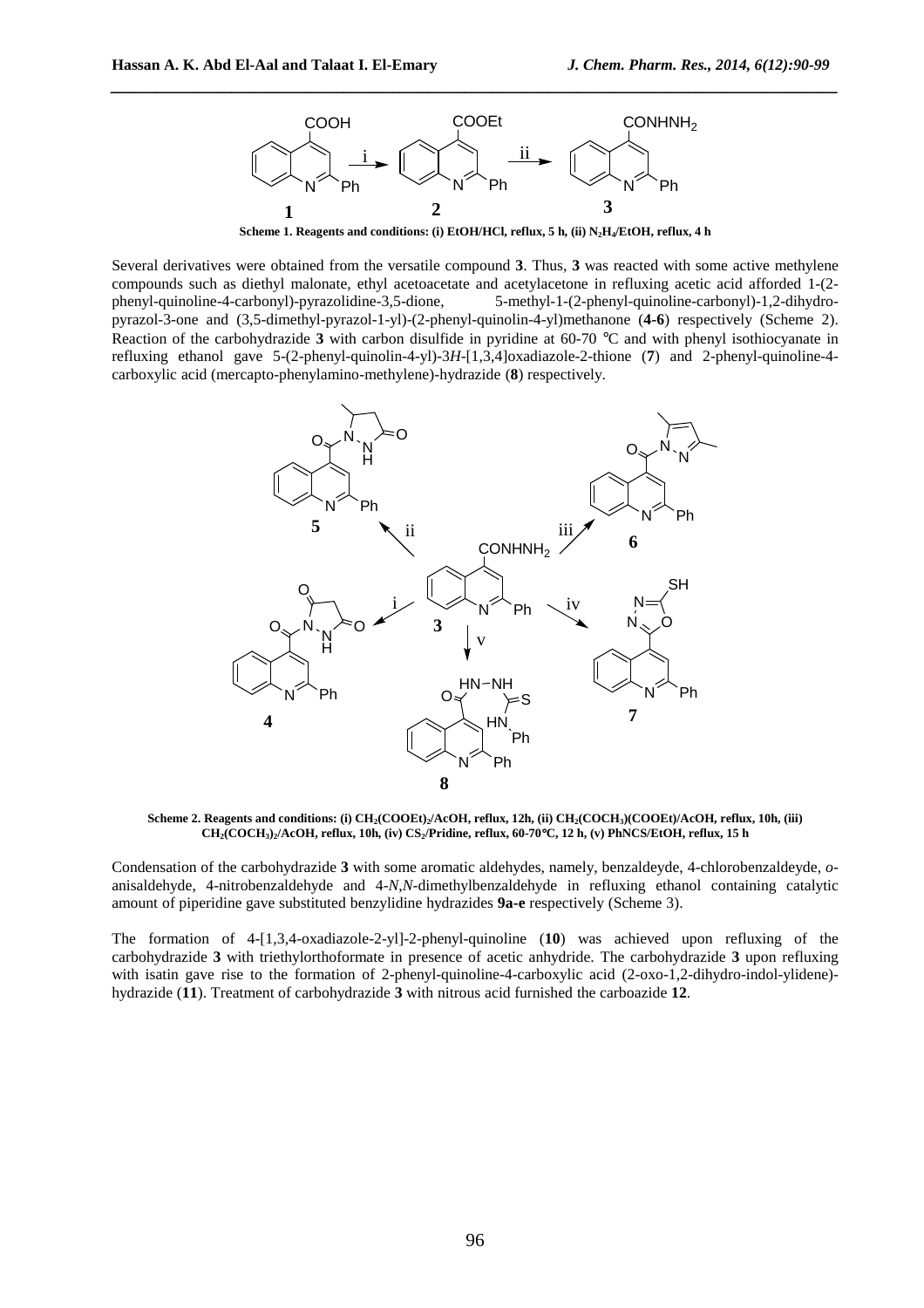**Scheme 1. Reagents and conditions: (i) EtOH/HCl, reflux, 5 h, (ii) $N_2H_4$/EtOH, reflux, 4 h**

Several derivatives were obtained from the versatile compound **3**. Thus, **3** was reacted with some active methylene compounds such as diethyl malonate, ethyl acetoacetate and acetylacetone in refluxing acetic acid afforded 1-(2-phenyl-quinoline-4-carbonyl)-pyrazolidine-3,5-dione, 5-methyl-1-(2-phenyl-quinoline-carbonyl)-1,2-dihydro-pyrazol-3-one and (3,5-dimethyl-pyrazol-1-yl)-(2-phenyl-quinolin-4-yl)methanone (**4-6**) respectively (Scheme 2). Reaction of the carbohydrazide **3** with carbon disulfide in pyridine at 60-70 °C and with phenyl isothiocyanate in refluxing ethanol gave 5-(2-phenyl-quinolin-4-yl)-3*H*-[1,3,4]oxadiazole-2-thione (**7**) and 2-phenyl-quinoline-4-carboxylic acid (mercapto-phenylamino-methylene)-hydrazide (**8**) respectively.

**Scheme 2. Reagents and conditions: (i) $CH_2(COOEt)_2$/AcOH, reflux, 12h, (ii) $CH_2(COCH_3)(COOEt)$/AcOH, reflux, 10h, (iii) $CH_2(COCH_3)_2$/AcOH, reflux, 10h, (iv) $CS_2$/Pridine, reflux, 60-70°C, 12 h, (v) PhNCS/EtOH, reflux, 15 h**

Condensation of the carbohydrazide **3** with some aromatic aldehydes, namely, benzaldeyde, 4-chlorobenzaldeyde, *o*-anisaldehyde, 4-nitrobenzaldehyde and 4-*N*,*N*-dimethylbenzaldehyde in refluxing ethanol containing catalytic amount of piperidine gave substituted benzylidine hydrazides **9a-e** respectively (Scheme 3).

The formation of 4-[1,3,4-oxadiazole-2-yl]-2-phenyl-quinoline (**10**) was achieved upon refluxing of the carbohydrazide **3** with triethylorthoformate in presence of acetic anhydride. The carbohydrazide **3** upon refluxing with isatin gave rise to the formation of 2-phenyl-quinoline-4-carboxylic acid (2-oxo-1,2-dihydro-indol-ylidene)-hydrazide (**11**). Treatment of carbohydrazide **3** with nitrous acid furnished the carboazide **12**.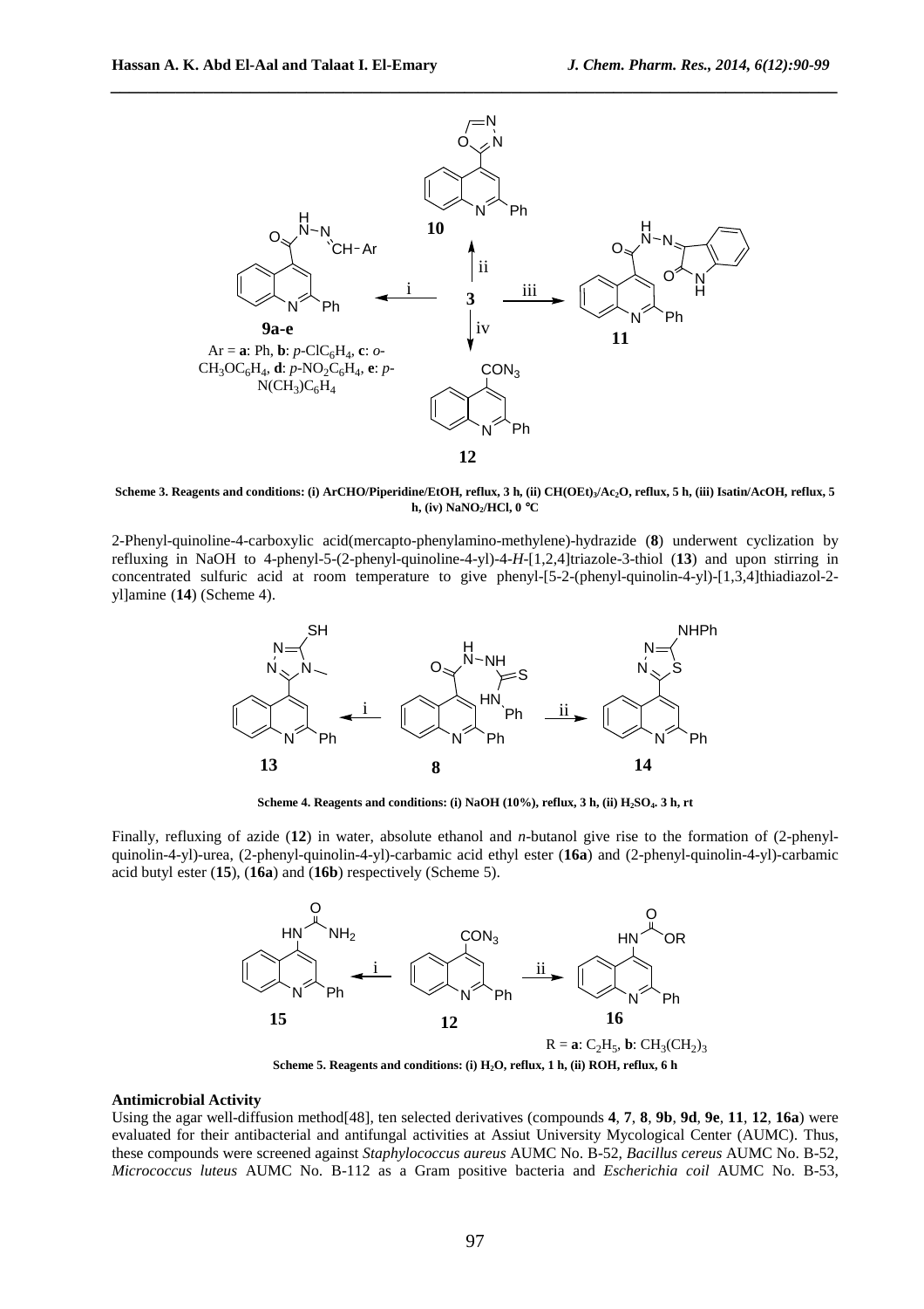**Scheme 3. Reagents and conditions: (i) ArCHO/Piperidine/EtOH, reflux, 3 h, (ii) $CH(OEt)_3/Ac_2O$, reflux, 5 h, (iii) Isatin/AcOH, reflux, 5 h, (iv) $NaNO_2$/HCl, 0 °C**

2-Phenyl-quinoline-4-carboxylic acid(mercapto-phenylamino-methylene)-hydrazide (**8**) underwent cyclization by refluxing in NaOH to 4-phenyl-5-(2-phenyl-quinoline-4-yl)-4-*H*-[1,2,4]triazole-3-thiol (**13**) and upon stirring in concentrated sulfuric acid at room temperature to give phenyl-[5-2-(phenyl-quinolin-4-yl)-[1,3,4]thiadiazol-2-yl]amine (**14**) (Scheme 4).

**Scheme 4. Reagents and conditions: (i) NaOH (10%), reflux, 3 h, (ii) $H_2SO_4$. 3 h, rt**

Finally, refluxing of azide (**12**) in water, absolute ethanol and *n*-butanol give rise to the formation of (2-phenyl-quinolin-4-yl)-urea, (2-phenyl-quinolin-4-yl)-carbamic acid ethyl ester (**16a**) and (2-phenyl-quinolin-4-yl)-carbamic acid butyl ester (**15**), (**16a**) and (**16b**) respectively (Scheme 5).

R = **a**: $C_2H_5$, **b**: $CH_3(CH_2)_3$

**Scheme 5. Reagents and conditions: (i) $H_2O$, reflux, 1 h, (ii) ROH, reflux, 6 h**

**Antimicrobial Activity**

Using the agar well-diffusion method[48], ten selected derivatives (compounds **4**, **7**, **8**, **9b**, **9d**, **9e**, **11**, **12**, **16a**) were evaluated for their antibacterial and antifungal activities at Assiut University Mycological Center (AUMC). Thus, these compounds were screened against *Staphylococcus aureus* AUMC No. B-52, *Bacillus cereus* AUMC No. B-52, *Micrococcus luteus* AUMC No. B-112 as a Gram positive bacteria and *Escherichia coil* AUMC No. B-53,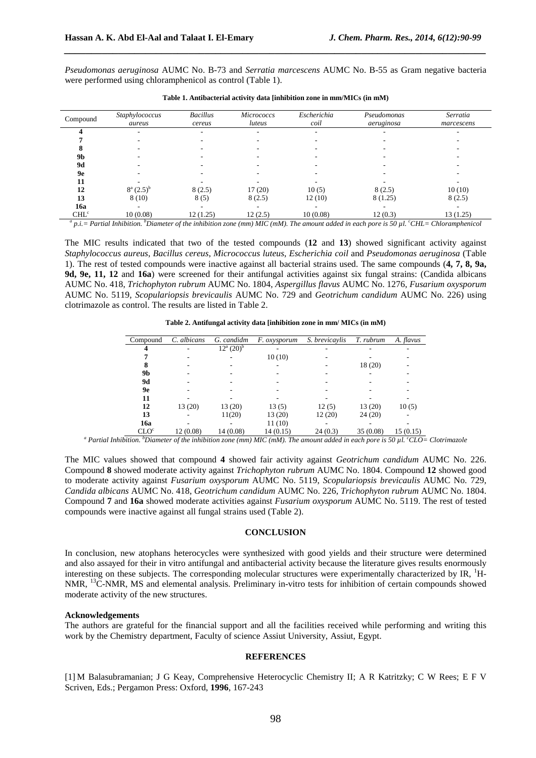*Pseudomonas aeruginosa* AUMC No. B-73 and *Serratia marcescens* AUMC No. B-55 as Gram negative bacteria were performed using chloramphenicol as control (Table 1).

**Table 1. Antibacterial activity data [inhibition zone in mm/MICs (in mM)**

| Compound | *Staphylococcus aureus* | *Bacillus cereus* | *Micrococcs luteus* | *Escherichia coil* | *Pseudomonas aeruginosa* | *Serratia marcescens* |
|---|---|---|---|---|---|---|
| **4** | - | - | - | - | - | - |
| **7** | - | - | - | - | - | - |
| **8** | - | - | - | - | - | - |
| **9b** | - | - | - | - | - | - |
| **9d** | - | - | - | - | - | - |
| **9e** | - | - | - | - | - | - |
| **11** | - | - | - | - | - | - |
| **12** | 8[a] (2.5)[b] | 8 (2.5) | 17 (20) | 10 (5) | 8 (2.5) | 10 (10) |
| **13** | 8 (10) | 8 (5) | 8 (2.5) | 12 (10) | 8 (1.25) | 8 (2.5) |
| **16a** | - | - | - | - | - | - |
| CHL[c] | 10 (0.08) | 12 (1.25) | 12 (2.5) | 10 (0.08) | 12 (0.3) | 13 (1.25) |

[a] *p.i.= Partial Inhibition.* [b]*Diameter of the inhibition zone (mm) MIC (mM). The amount added in each pore is 50 µl.* [c]*CHL= Chloramphenicol*

The MIC results indicated that two of the tested compounds (**12** and **13**) showed significant activity against *Staphylococcus aureus*, *Bacillus cereus*, *Micrococcus luteus*, *Escherichia coil* and *Pseudomonas aeruginosa* (Table 1). The rest of tested compounds were inactive against all bacterial strains used. The same compounds (**4, 7, 8, 9a, 9d, 9e, 11, 12** and **16a**) were screened for their antifungal activities against six fungal strains: (Candida albicans AUMC No. 418, *Trichophyton rubrum* AUMC No. 1804, *Aspergillus flavus* AUMC No. 1276, *Fusarium oxysporum* AUMC No. 5119, *Scopulariopsis brevicaulis* AUMC No. 729 and *Geotrichum candidum* AUMC No. 226) using clotrimazole as control. The results are listed in Table 2.

**Table 2. Antifungal activity data [inhibition zone in mm/ MICs (in mM)**

| Compound | *C. albicans* | *G. candidm* | *F. oxysporum* | *S. brevicaylis* | *T. rubrum* | *A. flavus* |
|---|---|---|---|---|---|---|
| **4** | - | 12[a] (20)[b] | - | - | - | - |
| **7** | - | - | 10 (10) | - | - | - |
| **8** | - | - | - | - | 18 (20) | - |
| **9b** | - | - | - | - | - | - |
| **9d** | - | - | - | - | - | - |
| **9e** | - | - | - | - | - | - |
| **11** | - | - | - | - | - | - |
| **12** | 13 (20) | 13 (20) | 13 (5) | 12 (5) | 13 (20) | 10 (5) |
| **13** | - | 11(20) | 13 (20) | 12 (20) | 24 (20) | - |
| **16a** | - | - | 11 (10) | - | - | - |
| CLO[c] | 12 (0.08) | 14 (0.08) | 14 (0.15) | 24 (0.3) | 35 (0.08) | 15 (0.15) |

[a] *Partial Inhibition.* [b]*Diameter of the inhibition zone (mm) MIC (mM). The amount added in each pore is 50 µl.* [c]*CLO= Clotrimazole*

The MIC values showed that compound **4** showed fair activity against *Geotrichum candidum* AUMC No. 226. Compound **8** showed moderate activity against *Trichophyton rubrum* AUMC No. 1804. Compound **12** showed good to moderate activity against *Fusarium oxysporum* AUMC No. 5119, *Scopulariopsis brevicaulis* AUMC No. 729, *Candida albicans* AUMC No. 418, *Geotrichum candidum* AUMC No. 226, *Trichophyton rubrum* AUMC No. 1804. Compound **7** and **16a** showed moderate activities against *Fusarium oxysporum* AUMC No. 5119. The rest of tested compounds were inactive against all fungal strains used (Table 2).

## CONCLUSION

In conclusion, new atophans heterocycles were synthesized with good yields and their structure were determined and also assayed for their in vitro antifungal and antibacterial activity because the literature gives results enormously interesting on these subjects. The corresponding molecular structures were experimentally characterized by IR, $^{1}$H-NMR, $^{13}$C-NMR, MS and elemental analysis. Preliminary in-vitro tests for inhibition of certain compounds showed moderate activity of the new structures.

### Acknowledgements

The authors are grateful for the financial support and all the facilities received while performing and writing this work by the Chemistry department, Faculty of science Assiut University, Assiut, Egypt.

## REFERENCES

[1] M Balasubramanian; J G Keay, Comprehensive Heterocyclic Chemistry II; A R Katritzky; C W Rees; E F V Scriven, Eds.; Pergamon Press: Oxford, **1996**, 167-243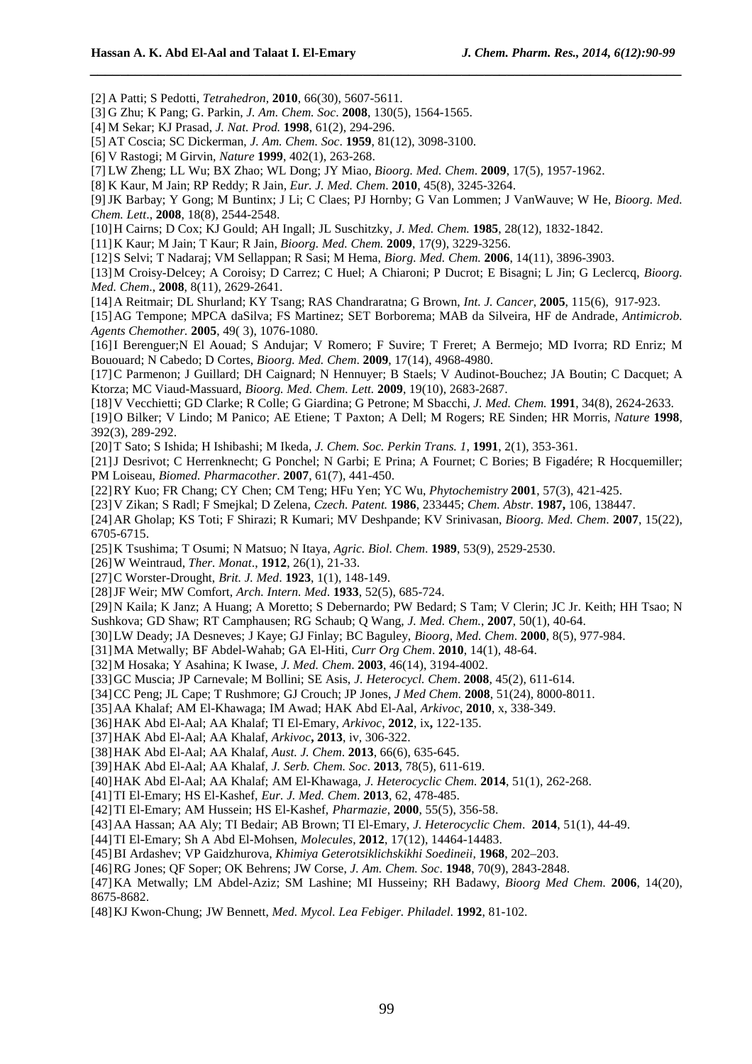[2] A Patti; S Pedotti, *Tetrahedron,* **2010**, 66(30), 5607-5611.

[3] G Zhu; K Pang; G. Parkin, *J. Am. Chem. Soc*. **2008**, 130(5), 1564-1565.

[4] M Sekar; KJ Prasad, *J. Nat. Prod.* **1998**, 61(2), 294-296.

[5] AT Coscia; SC Dickerman, *J. Am. Chem. Soc*. **1959**, 81(12), 3098-3100.

[6] V Rastogi; M Girvin, *Nature* **1999**, 402(1), 263-268.

[7] LW Zheng; LL Wu; BX Zhao; WL Dong; JY Miao, *Bioorg. Med. Chem*. **2009**, 17(5), 1957-1962.

[8] K Kaur, M Jain; RP Reddy; R Jain, *Eur. J. Med. Chem*. **2010**, 45(8), 3245-3264.

[9] JK Barbay; Y Gong; M Buntinx; J Li; C Claes; PJ Hornby; G Van Lommen; J VanWauve; W He, *Bioorg. Med. Chem. Lett*., **2008**, 18(8), 2544-2548.

[10] H Cairns; D Cox; KJ Gould; AH Ingall; JL Suschitzky, *J. Med. Chem.* **1985**, 28(12), 1832-1842.

[11] K Kaur; M Jain; T Kaur; R Jain, *Bioorg. Med. Chem.* **2009**, 17(9), 3229-3256.

[12] S Selvi; T Nadaraj; VM Sellappan; R Sasi; M Hema, *Biorg. Med. Chem.* **2006**, 14(11), 3896-3903.

[13] M Croisy-Delcey; A Coroisy; D Carrez; C Huel; A Chiaroni; P Ducrot; E Bisagni; L Jin; G Leclercq, *Bioorg. Med. Chem*., **2008**, 8(11), 2629-2641.

[14] A Reitmair; DL Shurland; KY Tsang; RAS Chandraratna; G Brown, *Int. J. Cancer*, **2005**, 115(6), 917-923.

[15] AG Tempone; MPCA daSilva; FS Martinez; SET Borborema; MAB da Silveira, HF de Andrade, *Antimicrob. Agents Chemother.* **2005**, 49( 3), 1076-1080.

[16] I Berenguer;N El Aouad; S Andujar; V Romero; F Suvire; T Freret; A Bermejo; MD Ivorra; RD Enriz; M Bououard; N Cabedo; D Cortes, *Bioorg. Med. Chem*. **2009**, 17(14), 4968-4980.

[17] C Parmenon; J Guillard; DH Caignard; N Hennuyer; B Staels; V Audinot-Bouchez; JA Boutin; C Dacquet; A Ktorza; MC Viaud-Massuard, *Bioorg. Med. Chem. Lett.* **2009**, 19(10), 2683-2687.

[18] V Vecchietti; GD Clarke; R Colle; G Giardina; G Petrone; M Sbacchi, *J. Med. Chem.* **1991**, 34(8), 2624-2633.

[19] O Bilker; V Lindo; M Panico; AE Etiene; T Paxton; A Dell; M Rogers; RE Sinden; HR Morris, *Nature* **1998**, 392(3), 289-292.

[20] T Sato; S Ishida; H Ishibashi; M Ikeda, *J. Chem. Soc. Perkin Trans. 1*, **1991**, 2(1), 353-361.

[21] J Desrivot; C Herrenknecht; G Ponchel; N Garbi; E Prina; A Fournet; C Bories; B Figadére; R Hocquemiller; PM Loiseau, *Biomed. Pharmacother*. **2007**, 61(7), 441-450.

[22] RY Kuo; FR Chang; CY Chen; CM Teng; HFu Yen; YC Wu, *Phytochemistry* **2001**, 57(3), 421-425.

[23] V Zikan; S Radl; F Smejkal; D Zelena, *Czech. Patent.* **1986**, 233445; *Chem. Abstr.* **1987,** 106, 138447.

[24] AR Gholap; KS Toti; F Shirazi; R Kumari; MV Deshpande; KV Srinivasan, *Bioorg. Med. Chem*. **2007**, 15(22), 6705-6715.

[25] K Tsushima; T Osumi; N Matsuo; N Itaya, *Agric. Biol. Chem*. **1989**, 53(9), 2529-2530.

[26] W Weintraud, *Ther. Monat*., **1912**, 26(1), 21-33.

[27] C Worster-Drought, *Brit. J. Med*. **1923**, 1(1), 148-149.

[28] JF Weir; MW Comfort, *Arch. Intern. Med*. **1933**, 52(5), 685-724.

[29] N Kaila; K Janz; A Huang; A Moretto; S Debernardo; PW Bedard; S Tam; V Clerin; JC Jr. Keith; HH Tsao; N Sushkova; GD Shaw; RT Camphausen; RG Schaub; Q Wang, *J. Med. Chem.*, **2007**, 50(1), 40-64.

[30] LW Deady; JA Desneves; J Kaye; GJ Finlay; BC Baguley, *Bioorg, Med. Chem*. **2000**, 8(5), 977-984.

[31] MA Metwally; BF Abdel-Wahab; GA El-Hiti, *Curr Org Chem*. **2010**, 14(1), 48-64.

[32] M Hosaka; Y Asahina; K Iwase, *J. Med. Chem*. **2003**, 46(14), 3194-4002.

[33] GC Muscia; JP Carnevale; M Bollini; SE Asis, *J. Heterocycl. Chem*. **2008**, 45(2), 611-614.

[34] CC Peng; JL Cape; T Rushmore; GJ Crouch; JP Jones, *J Med Chem.* **2008**, 51(24), 8000-8011.

[35] AA Khalaf; AM El-Khawaga; IM Awad; HAK Abd El-Aal, *Arkivoc*, **2010**, x, 338-349.

[36] HAK Abd El-Aal; AA Khalaf; TI El-Emary, *Arkivoc*, **2012**, ix**,** 122-135.

[37] HAK Abd El-Aal; AA Khalaf, *Arkivoc***, 2013**, iv, 306-322.

[38] HAK Abd El-Aal; AA Khalaf, *Aust. J. Chem*. **2013**, 66(6), 635-645.

[39] HAK Abd El-Aal; AA Khalaf, *J. Serb. Chem. Soc*. **2013**, 78(5), 611-619.

[40] HAK Abd El-Aal; AA Khalaf; AM El-Khawaga, *J. Heterocyclic Chem.* **2014**, 51(1), 262-268.

[41] TI El-Emary; HS El-Kashef, *Eur. J. Med. Chem*. **2013**, 62, 478-485.

[42] TI El-Emary; AM Hussein; HS El-Kashef, *Pharmazie*, **2000**, 55(5), 356-58.

[43] AA Hassan; AA Aly; TI Bedair; AB Brown; TI El-Emary, *J. Heterocyclic Chem*. **2014**, 51(1), 44-49.

[44] TI El-Emary; Sh A Abd El-Mohsen, *Molecules*, **2012**, 17(12), 14464-14483.

[45] BI Ardashev; VP Gaidzhurova, *Khimiya Geterotsiklichskikhi Soedineii*, **1968**, 202–203.

[46] RG Jones; QF Soper; OK Behrens; JW Corse, *J. Am. Chem. Soc*. **1948**, 70(9), 2843-2848.

[47] KA Metwally; LM Abdel-Aziz; SM Lashine; MI Husseiny; RH Badawy, *Bioorg Med Chem.* **2006**, 14(20), 8675-8682.

[48] KJ Kwon-Chung; JW Bennett, *Med. Mycol. Lea Febiger. Philadel.* **1992**, 81-102.